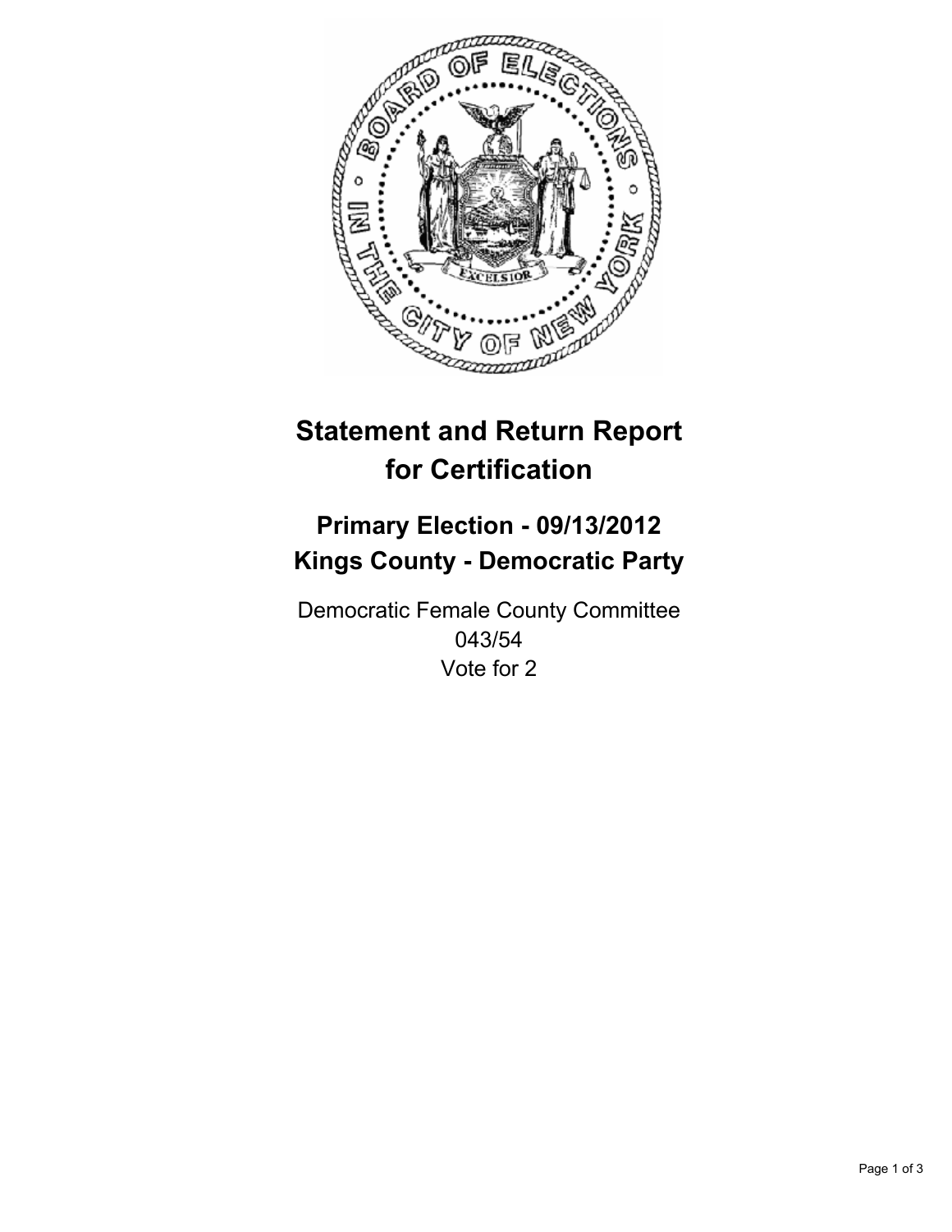# Statement and Return Report for Certification

## Primary Election - 09/13/2012
## Kings County - Democratic Party

Democratic Female County Committee
043/54
Vote for 2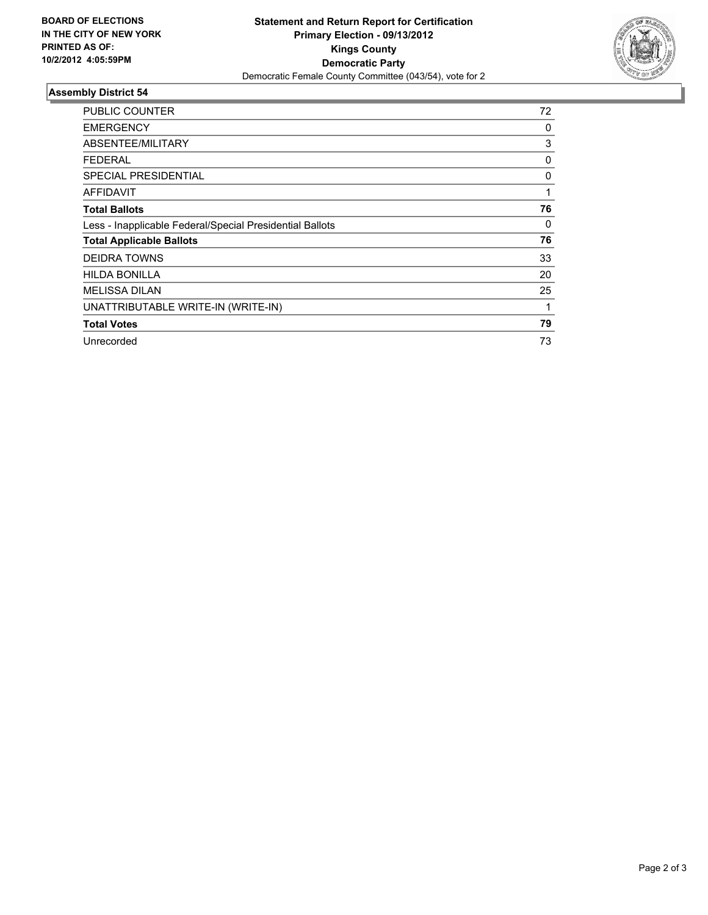**BOARD OF ELECTIONS IN THE CITY OF NEW YORK PRINTED AS OF: 10/2/2012 4:05:59PM**

**Statement and Return Report for Certification**
**Primary Election - 09/13/2012**
**Kings County**
**Democratic Party**
Democratic Female County Committee (043/54), vote for 2

## Assembly District 54

| | |
|---|---|
| PUBLIC COUNTER | 72 |
| EMERGENCY | 0 |
| ABSENTEE/MILITARY | 3 |
| FEDERAL | 0 |
| SPECIAL PRESIDENTIAL | 0 |
| AFFIDAVIT | 1 |
| **Total Ballots** | **76** |
| Less - Inapplicable Federal/Special Presidential Ballots | 0 |
| **Total Applicable Ballots** | **76** |
| DEIDRA TOWNS | 33 |
| HILDA BONILLA | 20 |
| MELISSA DILAN | 25 |
| UNATTRIBUTABLE WRITE-IN (WRITE-IN) | 1 |
| **Total Votes** | **79** |
| Unrecorded | 73 |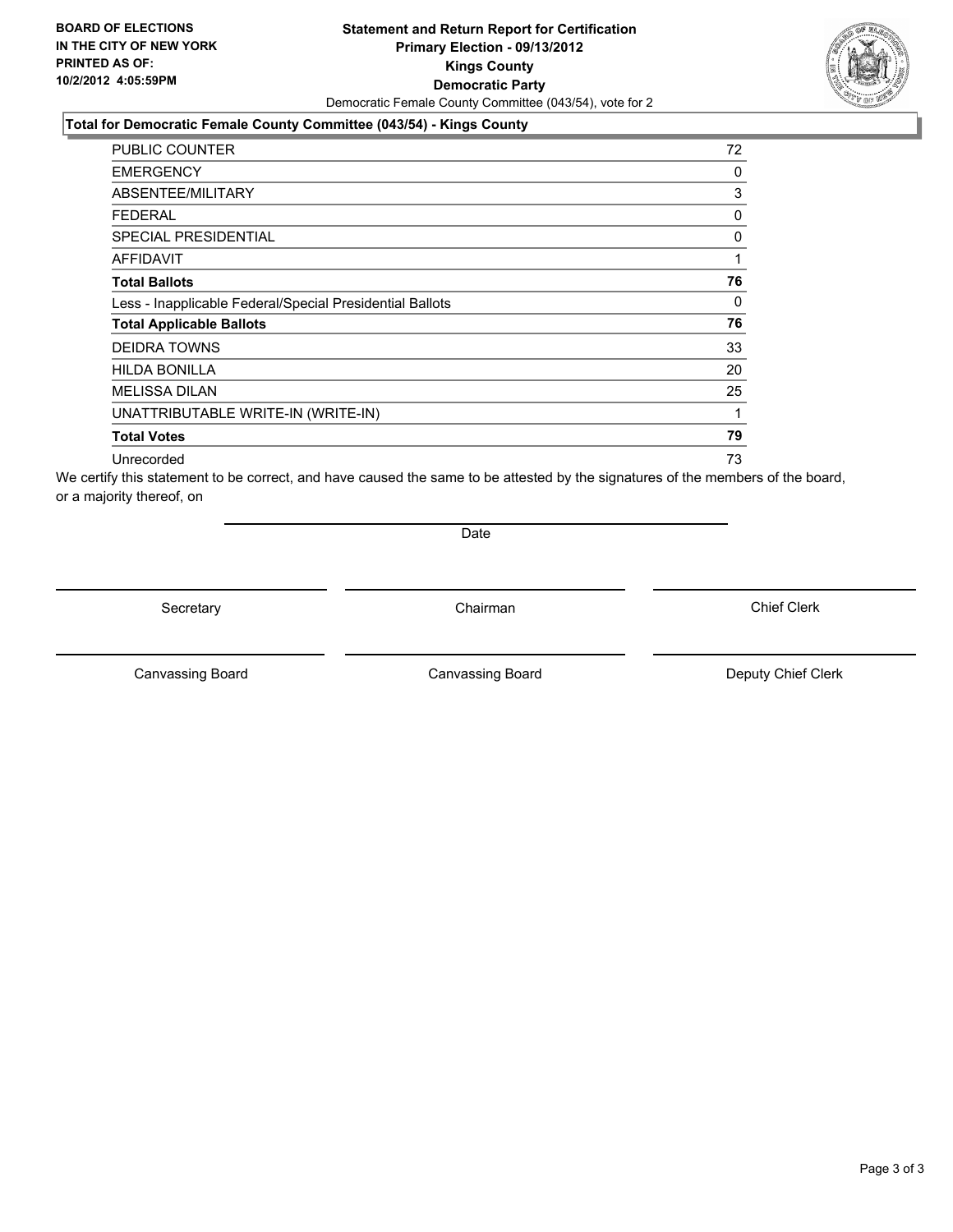**BOARD OF ELECTIONS IN THE CITY OF NEW YORK PRINTED AS OF: 10/2/2012 4:05:59PM**

# Statement and Return Report for Certification
## Primary Election - 09/13/2012
## Kings County
## Democratic Party

Democratic Female County Committee (043/54), vote for 2

### Total for Democratic Female County Committee (043/54) - Kings County

| | |
|---|---|
| PUBLIC COUNTER | 72 |
| EMERGENCY | 0 |
| ABSENTEE/MILITARY | 3 |
| FEDERAL | 0 |
| SPECIAL PRESIDENTIAL | 0 |
| AFFIDAVIT | 1 |
| **Total Ballots** | **76** |
| Less - Inapplicable Federal/Special Presidential Ballots | 0 |
| **Total Applicable Ballots** | **76** |
| DEIDRA TOWNS | 33 |
| HILDA BONILLA | 20 |
| MELISSA DILAN | 25 |
| UNATTRIBUTABLE WRITE-IN (WRITE-IN) | 1 |
| **Total Votes** | **79** |
| Unrecorded | 73 |

We certify this statement to be correct, and have caused the same to be attested by the signatures of the members of the board, or a majority thereof, on

Date

Secretary

Chairman

Chief Clerk

Canvassing Board

Canvassing Board

Deputy Chief Clerk